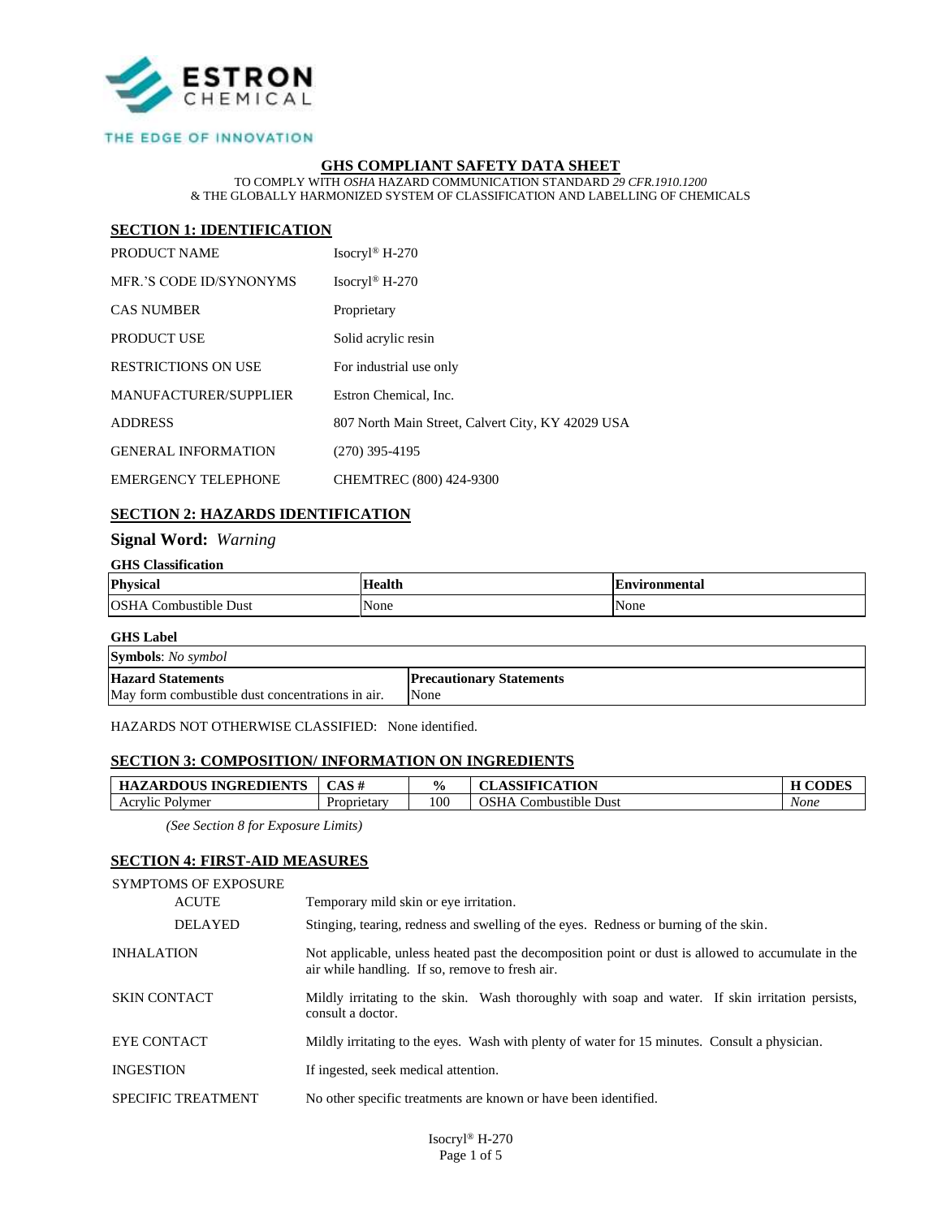ESTRON CHEMICAL

THE EDGE OF INNOVATION

# GHS COMPLIANT SAFETY DATA SHEET

TO COMPLY WITH *OSHA* HAZARD COMMUNICATION STANDARD *29 CFR.1910.1200*
& THE GLOBALLY HARMONIZED SYSTEM OF CLASSIFICATION AND LABELLING OF CHEMICALS

## SECTION 1: IDENTIFICATION

| | |
|---|---|
| PRODUCT NAME | Isocryl® H-270 |
| MFR.'S CODE ID/SYNONYMS | Isocryl® H-270 |
| CAS NUMBER | Proprietary |
| PRODUCT USE | Solid acrylic resin |
| RESTRICTIONS ON USE | For industrial use only |
| MANUFACTURER/SUPPLIER | Estron Chemical, Inc. |
| ADDRESS | 807 North Main Street, Calvert City, KY 42029 USA |
| GENERAL INFORMATION | (270) 395-4195 |
| EMERGENCY TELEPHONE | CHEMTREC (800) 424-9300 |

## SECTION 2: HAZARDS IDENTIFICATION

### Signal Word: *Warning*

**GHS Classification**

| Physical | Health | Environmental |
|---|---|---|
| OSHA Combustible Dust | None | None |

**GHS Label**

| **Symbols**: *No symbol* | |
|---|---|
| **Hazard Statements** | **Precautionary Statements** |
| May form combustible dust concentrations in air. | None |

HAZARDS NOT OTHERWISE CLASSIFIED: None identified.

## SECTION 3: COMPOSITION/ INFORMATION ON INGREDIENTS

| HAZARDOUS INGREDIENTS | CAS # | % | CLASSIFICATION | H CODES |
|---|---|---|---|---|
| Acrylic Polymer | Proprietary | 100 | OSHA Combustible Dust | *None* |

*(See Section 8 for Exposure Limits)*

## SECTION 4: FIRST-AID MEASURES

| | |
|---|---|
| SYMPTOMS OF EXPOSURE | |
| ACUTE | Temporary mild skin or eye irritation. |
| DELAYED | Stinging, tearing, redness and swelling of the eyes. Redness or burning of the skin. |
| INHALATION | Not applicable, unless heated past the decomposition point or dust is allowed to accumulate in the air while handling. If so, remove to fresh air. |
| SKIN CONTACT | Mildly irritating to the skin. Wash thoroughly with soap and water. If skin irritation persists, consult a doctor. |
| EYE CONTACT | Mildly irritating to the eyes. Wash with plenty of water for 15 minutes. Consult a physician. |
| INGESTION | If ingested, seek medical attention. |
| SPECIFIC TREATMENT | No other specific treatments are known or have been identified. |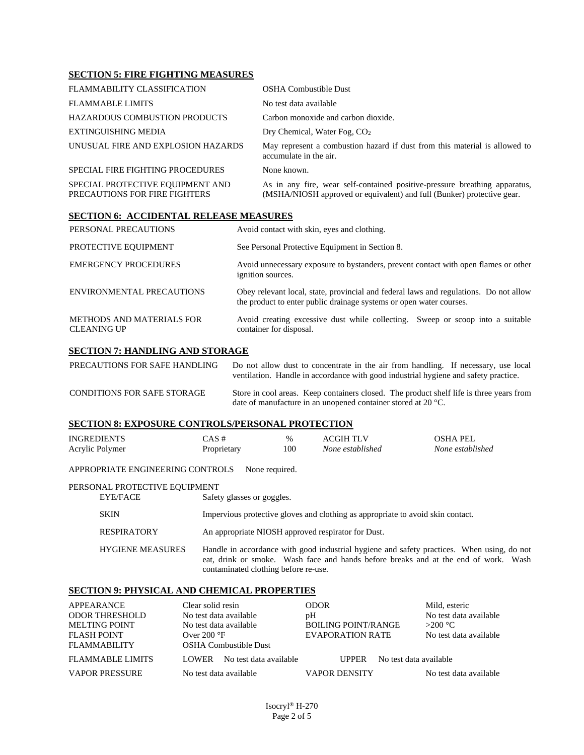## SECTION 5: FIRE FIGHTING MEASURES

| | |
|---|---|
| FLAMMABILITY CLASSIFICATION | OSHA Combustible Dust |
| FLAMMABLE LIMITS | No test data available |
| HAZARDOUS COMBUSTION PRODUCTS | Carbon monoxide and carbon dioxide. |
| EXTINGUISHING MEDIA | Dry Chemical, Water Fog, $CO_2$ |
| UNUSUAL FIRE AND EXPLOSION HAZARDS | May represent a combustion hazard if dust from this material is allowed to accumulate in the air. |
| SPECIAL FIRE FIGHTING PROCEDURES | None known. |
| SPECIAL PROTECTIVE EQUIPMENT AND PRECAUTIONS FOR FIRE FIGHTERS | As in any fire, wear self-contained positive-pressure breathing apparatus, (MSHA/NIOSH approved or equivalent) and full (Bunker) protective gear. |

## SECTION 6: ACCIDENTAL RELEASE MEASURES

| | |
|---|---|
| PERSONAL PRECAUTIONS | Avoid contact with skin, eyes and clothing. |
| PROTECTIVE EQUIPMENT | See Personal Protective Equipment in Section 8. |
| EMERGENCY PROCEDURES | Avoid unnecessary exposure to bystanders, prevent contact with open flames or other ignition sources. |
| ENVIRONMENTAL PRECAUTIONS | Obey relevant local, state, provincial and federal laws and regulations. Do not allow the product to enter public drainage systems or open water courses. |
| METHODS AND MATERIALS FOR CLEANING UP | Avoid creating excessive dust while collecting. Sweep or scoop into a suitable container for disposal. |

## SECTION 7: HANDLING AND STORAGE

| | |
|---|---|
| PRECAUTIONS FOR SAFE HANDLING | Do not allow dust to concentrate in the air from handling. If necessary, use local ventilation. Handle in accordance with good industrial hygiene and safety practice. |
| CONDITIONS FOR SAFE STORAGE | Store in cool areas. Keep containers closed. The product shelf life is three years from date of manufacture in an unopened container stored at 20 °C. |

## SECTION 8: EXPOSURE CONTROLS/PERSONAL PROTECTION

| INGREDIENTS | CAS # | % | ACGIH TLV | OSHA PEL |
|---|---|---|---|---|
| Acrylic Polymer | Proprietary | 100 | *None established* | *None established* |

APPROPRIATE ENGINEERING CONTROLS None required.

PERSONAL PROTECTIVE EQUIPMENT

| | |
|---|---|
| EYE/FACE | Safety glasses or goggles. |
| SKIN | Impervious protective gloves and clothing as appropriate to avoid skin contact. |
| RESPIRATORY | An appropriate NIOSH approved respirator for Dust. |
| HYGIENE MEASURES | Handle in accordance with good industrial hygiene and safety practices. When using, do not eat, drink or smoke. Wash face and hands before breaks and at the end of work. Wash contaminated clothing before re-use. |

## SECTION 9: PHYSICAL AND CHEMICAL PROPERTIES

| | | | |
|---|---|---|---|
| APPEARANCE | Clear solid resin | ODOR | Mild, esteric |
| ODOR THRESHOLD | No test data available | pH | No test data available |
| MELTING POINT | No test data available | BOILING POINT/RANGE | >200 °C |
| FLASH POINT | Over 200 °F | EVAPORATION RATE | No test data available |
| FLAMMABILITY | OSHA Combustible Dust | | |
| FLAMMABLE LIMITS | LOWER No test data available | UPPER No test data available | |
| VAPOR PRESSURE | No test data available | VAPOR DENSITY | No test data available |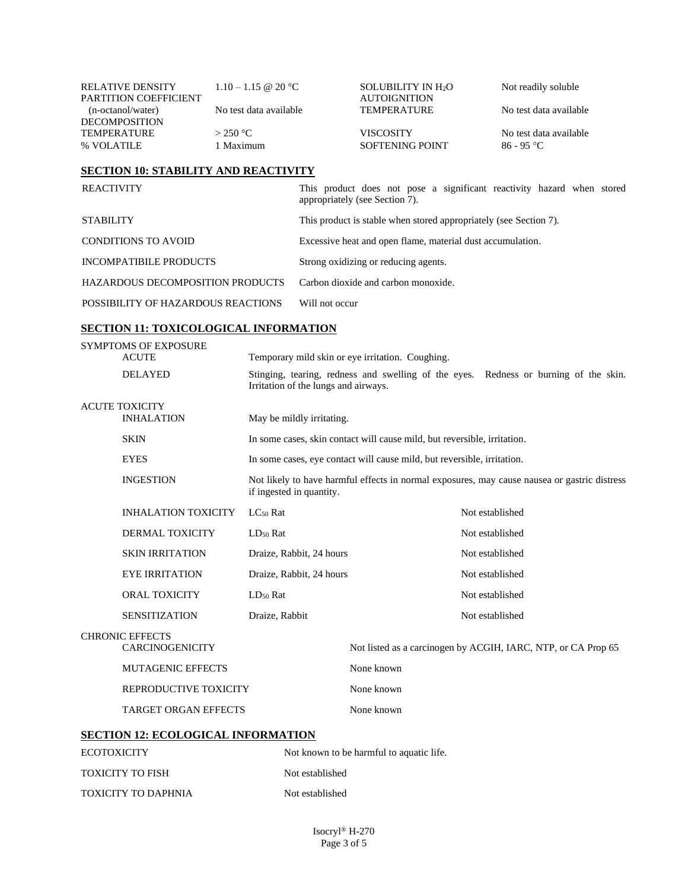| | | | |
|---|---|---|---|
| RELATIVE DENSITY | 1.10 – 1.15 @ 20 °C | SOLUBILITY IN $H_2O$ | Not readily soluble |
| PARTITION COEFFICIENT (n-octanol/water) | No test data available | AUTOIGNITION TEMPERATURE | No test data available |
| DECOMPOSITION TEMPERATURE | > 250 °C | VISCOSITY | No test data available |
| % VOLATILE | 1 Maximum | SOFTENING POINT | 86 - 95 °C |

## SECTION 10: STABILITY AND REACTIVITY

| | |
|---|---|
| REACTIVITY | This product does not pose a significant reactivity hazard when stored appropriately (see Section 7). |
| STABILITY | This product is stable when stored appropriately (see Section 7). |
| CONDITIONS TO AVOID | Excessive heat and open flame, material dust accumulation. |
| INCOMPATIBILE PRODUCTS | Strong oxidizing or reducing agents. |
| HAZARDOUS DECOMPOSITION PRODUCTS | Carbon dioxide and carbon monoxide. |
| POSSIBILITY OF HAZARDOUS REACTIONS | Will not occur |

## SECTION 11: TOXICOLOGICAL INFORMATION

SYMPTOMS OF EXPOSURE

| | |
|---|---|
| ACUTE | Temporary mild skin or eye irritation. Coughing. |
| DELAYED | Stinging, tearing, redness and swelling of the eyes. Redness or burning of the skin. Irritation of the lungs and airways. |

ACUTE TOXICITY

| | | |
|---|---|---|
| INHALATION | May be mildly irritating. | |
| SKIN | In some cases, skin contact will cause mild, but reversible, irritation. | |
| EYES | In some cases, eye contact will cause mild, but reversible, irritation. | |
| INGESTION | Not likely to have harmful effects in normal exposures, may cause nausea or gastric distress if ingested in quantity. | |
| INHALATION TOXICITY | $LC_{50}$ Rat | Not established |
| DERMAL TOXICITY | $LD_{50}$ Rat | Not established |
| SKIN IRRITATION | Draize, Rabbit, 24 hours | Not established |
| EYE IRRITATION | Draize, Rabbit, 24 hours | Not established |
| ORAL TOXICITY | $LD_{50}$ Rat | Not established |
| SENSITIZATION | Draize, Rabbit | Not established |

CHRONIC EFFECTS

| | |
|---|---|
| CARCINOGENICITY | Not listed as a carcinogen by ACGIH, IARC, NTP, or CA Prop 65 |
| MUTAGENIC EFFECTS | None known |
| REPRODUCTIVE TOXICITY | None known |
| TARGET ORGAN EFFECTS | None known |

## SECTION 12: ECOLOGICAL INFORMATION

| | |
|---|---|
| ECOTOXICITY | Not known to be harmful to aquatic life. |
| TOXICITY TO FISH | Not established |
| TOXICITY TO DAPHNIA | Not established |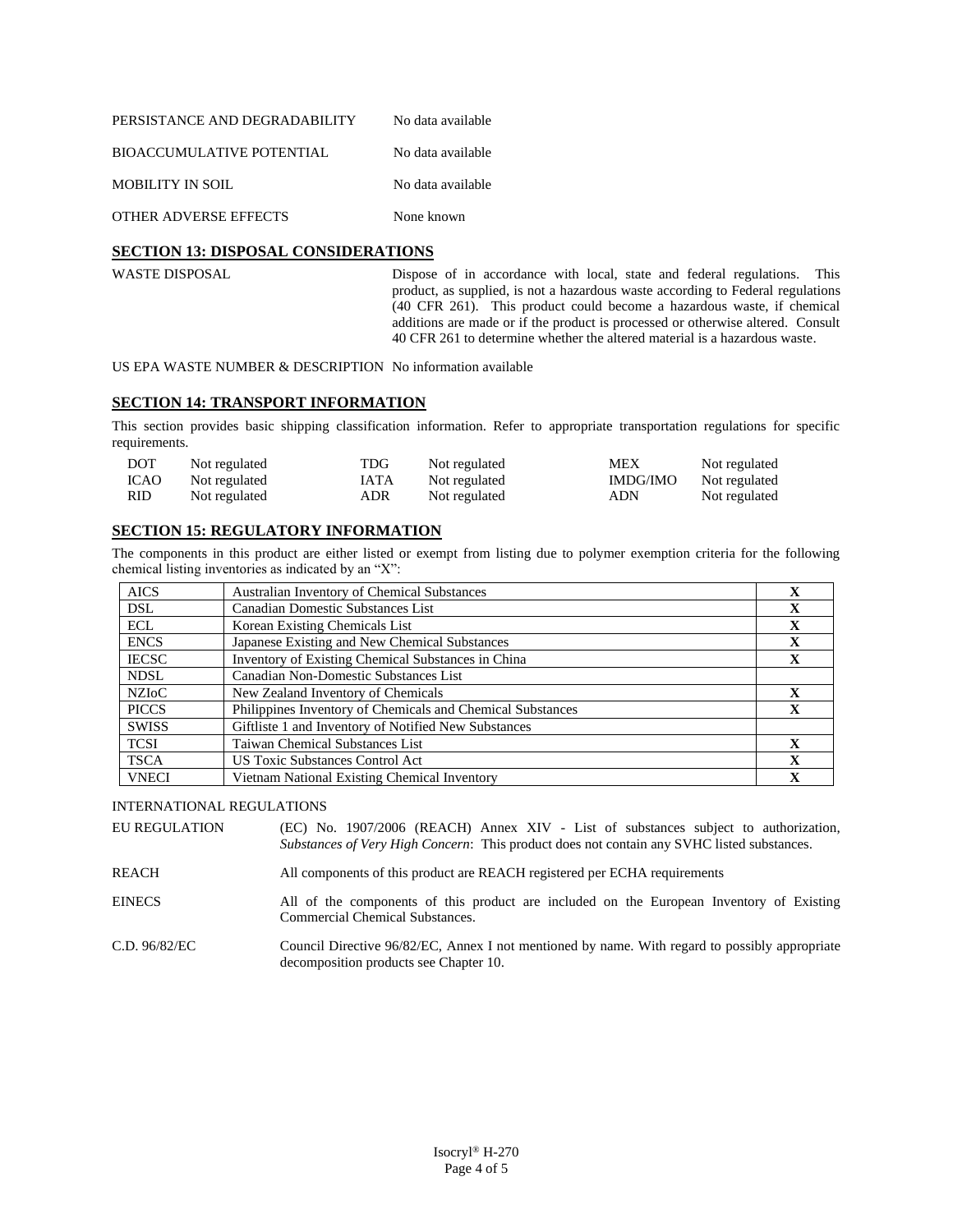PERSISTANCE AND DEGRADABILITY No data available

BIOACCUMULATIVE POTENTIAL No data available

MOBILITY IN SOIL No data available

OTHER ADVERSE EFFECTS None known

## SECTION 13: DISPOSAL CONSIDERATIONS

WASTE DISPOSAL Dispose of in accordance with local, state and federal regulations. This product, as supplied, is not a hazardous waste according to Federal regulations (40 CFR 261). This product could become a hazardous waste, if chemical additions are made or if the product is processed or otherwise altered. Consult 40 CFR 261 to determine whether the altered material is a hazardous waste.

US EPA WASTE NUMBER & DESCRIPTION No information available

## SECTION 14: TRANSPORT INFORMATION

This section provides basic shipping classification information. Refer to appropriate transportation regulations for specific requirements.

| | | | | | |
|---|---|---|---|---|---|
| DOT | Not regulated | TDG | Not regulated | MEX | Not regulated |
| ICAO | Not regulated | IATA | Not regulated | IMDG/IMO | Not regulated |
| RID | Not regulated | ADR | Not regulated | ADN | Not regulated |

## SECTION 15: REGULATORY INFORMATION

The components in this product are either listed or exempt from listing due to polymer exemption criteria for the following chemical listing inventories as indicated by an "X":

| | | |
|---|---|---|
| AICS | Australian Inventory of Chemical Substances | X |
| DSL | Canadian Domestic Substances List | X |
| ECL | Korean Existing Chemicals List | X |
| ENCS | Japanese Existing and New Chemical Substances | X |
| IECSC | Inventory of Existing Chemical Substances in China | X |
| NDSL | Canadian Non-Domestic Substances List | |
| NZIoC | New Zealand Inventory of Chemicals | X |
| PICCS | Philippines Inventory of Chemicals and Chemical Substances | X |
| SWISS | Giftliste 1 and Inventory of Notified New Substances | |
| TCSI | Taiwan Chemical Substances List | X |
| TSCA | US Toxic Substances Control Act | X |
| VNECI | Vietnam National Existing Chemical Inventory | X |

INTERNATIONAL REGULATIONS

EU REGULATION (EC) No. 1907/2006 (REACH) Annex XIV - List of substances subject to authorization, *Substances of Very High Concern*: This product does not contain any SVHC listed substances.

REACH All components of this product are REACH registered per ECHA requirements

EINECS All of the components of this product are included on the European Inventory of Existing Commercial Chemical Substances.

C.D. 96/82/EC Council Directive 96/82/EC, Annex I not mentioned by name. With regard to possibly appropriate decomposition products see Chapter 10.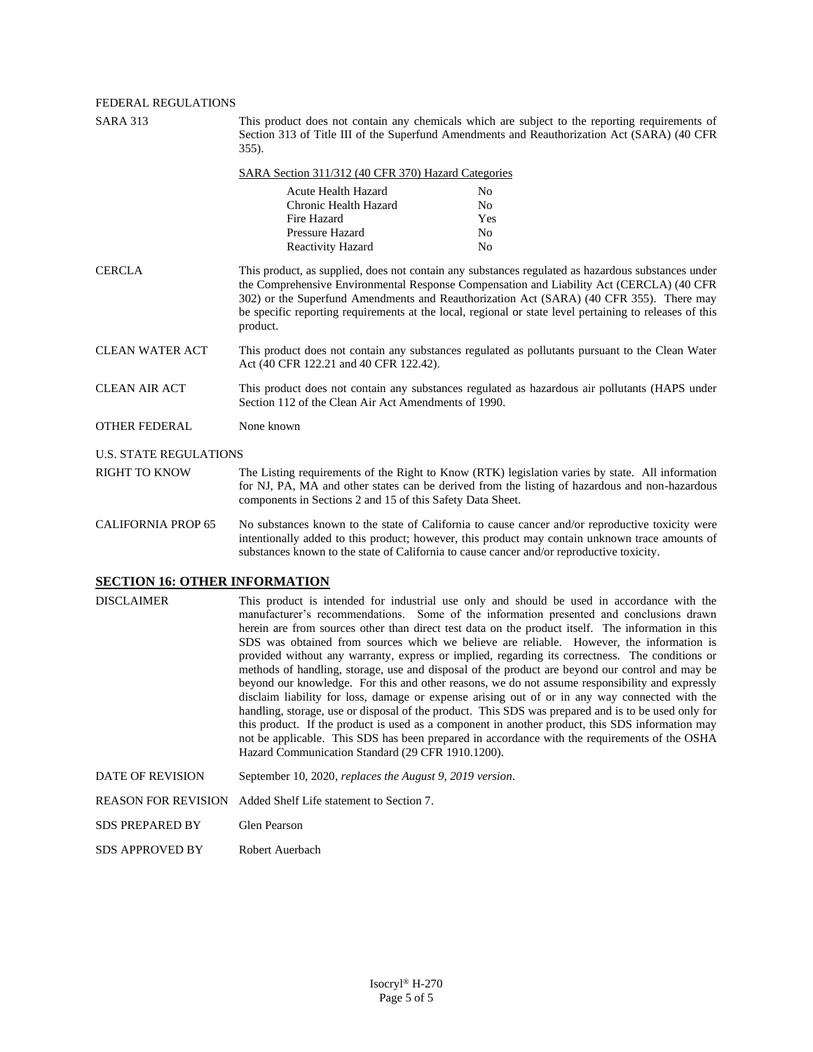FEDERAL REGULATIONS

SARA 313 — This product does not contain any chemicals which are subject to the reporting requirements of Section 313 of Title III of the Superfund Amendments and Reauthorization Act (SARA) (40 CFR 355).

SARA Section 311/312 (40 CFR 370) Hazard Categories

| | |
|---|---|
| Acute Health Hazard | No |
| Chronic Health Hazard | No |
| Fire Hazard | Yes |
| Pressure Hazard | No |
| Reactivity Hazard | No |

CERCLA — This product, as supplied, does not contain any substances regulated as hazardous substances under the Comprehensive Environmental Response Compensation and Liability Act (CERCLA) (40 CFR 302) or the Superfund Amendments and Reauthorization Act (SARA) (40 CFR 355). There may be specific reporting requirements at the local, regional or state level pertaining to releases of this product.

CLEAN WATER ACT — This product does not contain any substances regulated as pollutants pursuant to the Clean Water Act (40 CFR 122.21 and 40 CFR 122.42).

CLEAN AIR ACT — This product does not contain any substances regulated as hazardous air pollutants (HAPS under Section 112 of the Clean Air Act Amendments of 1990.

OTHER FEDERAL — None known

U.S. STATE REGULATIONS

RIGHT TO KNOW — The Listing requirements of the Right to Know (RTK) legislation varies by state. All information for NJ, PA, MA and other states can be derived from the listing of hazardous and non-hazardous components in Sections 2 and 15 of this Safety Data Sheet.

CALIFORNIA PROP 65 — No substances known to the state of California to cause cancer and/or reproductive toxicity were intentionally added to this product; however, this product may contain unknown trace amounts of substances known to the state of California to cause cancer and/or reproductive toxicity.

## SECTION 16: OTHER INFORMATION

DISCLAIMER — This product is intended for industrial use only and should be used in accordance with the manufacturer's recommendations. Some of the information presented and conclusions drawn herein are from sources other than direct test data on the product itself. The information in this SDS was obtained from sources which we believe are reliable. However, the information is provided without any warranty, express or implied, regarding its correctness. The conditions or methods of handling, storage, use and disposal of the product are beyond our control and may be beyond our knowledge. For this and other reasons, we do not assume responsibility and expressly disclaim liability for loss, damage or expense arising out of or in any way connected with the handling, storage, use or disposal of the product. This SDS was prepared and is to be used only for this product. If the product is used as a component in another product, this SDS information may not be applicable. This SDS has been prepared in accordance with the requirements of the OSHA Hazard Communication Standard (29 CFR 1910.1200).

DATE OF REVISION — September 10, 2020, *replaces the August 9, 2019 version*.

REASON FOR REVISION — Added Shelf Life statement to Section 7.

SDS PREPARED BY — Glen Pearson

SDS APPROVED BY — Robert Auerbach